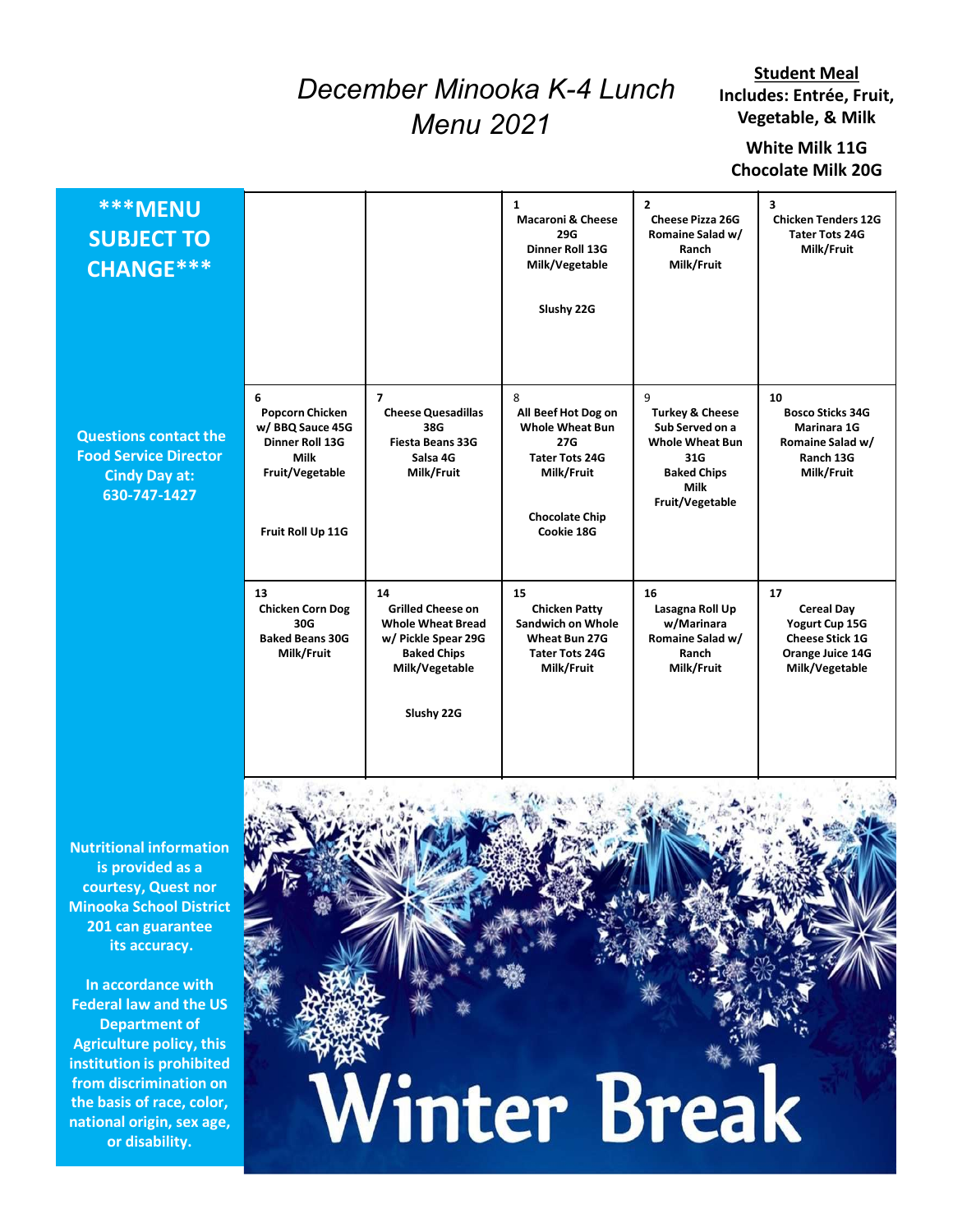# December Minooka K-4 Lunch Menu 2021

**Student Meal Includes: Entrée, Fruit, Vegetable, & Milk**

**White Milk 11G**
**Chocolate Milk 20G**

**\*\*\*MENU SUBJECT TO CHANGE\*\*\***

**Questions contact the Food Service Director Cindy Day at: 630-747-1427**

| | | | | |
|---|---|---|---|---|
| | | **1** Macaroni & Cheese 29G<br>Dinner Roll 13G<br>Milk/Vegetable<br><br>Slushy 22G | **2** Cheese Pizza 26G<br>Romaine Salad w/ Ranch<br>Milk/Fruit | **3** Chicken Tenders 12G<br>Tater Tots 24G<br>Milk/Fruit |
| **6** Popcorn Chicken w/ BBQ Sauce 45G<br>Dinner Roll 13G<br>Milk<br>Fruit/Vegetable<br><br>Fruit Roll Up 11G | **7** Cheese Quesadillas 38G<br>Fiesta Beans 33G<br>Salsa 4G<br>Milk/Fruit | **8** All Beef Hot Dog on Whole Wheat Bun 27G<br>Tater Tots 24G<br>Milk/Fruit<br><br>Chocolate Chip Cookie 18G | **9** Turkey & Cheese Sub Served on a Whole Wheat Bun 31G<br>Baked Chips<br>Milk<br>Fruit/Vegetable | **10** Bosco Sticks 34G<br>Marinara 1G<br>Romaine Salad w/ Ranch 13G<br>Milk/Fruit |
| **13** Chicken Corn Dog 30G<br>Baked Beans 30G<br>Milk/Fruit | **14** Grilled Cheese on Whole Wheat Bread w/ Pickle Spear 29G<br>Baked Chips<br>Milk/Vegetable<br><br>Slushy 22G | **15** Chicken Patty Sandwich on Whole Wheat Bun 27G<br>Tater Tots 24G<br>Milk/Fruit | **16** Lasagna Roll Up w/Marinara<br>Romaine Salad w/ Ranch<br>Milk/Fruit | **17** Cereal Day<br>Yogurt Cup 15G<br>Cheese Stick 1G<br>Orange Juice 14G<br>Milk/Vegetable |

**Winter Break**

**Nutritional information is provided as a courtesy, Quest nor Minooka School District 201 can guarantee its accuracy.**

**In accordance with Federal law and the US Department of Agriculture policy, this institution is prohibited from discrimination on the basis of race, color, national origin, sex age, or disability.**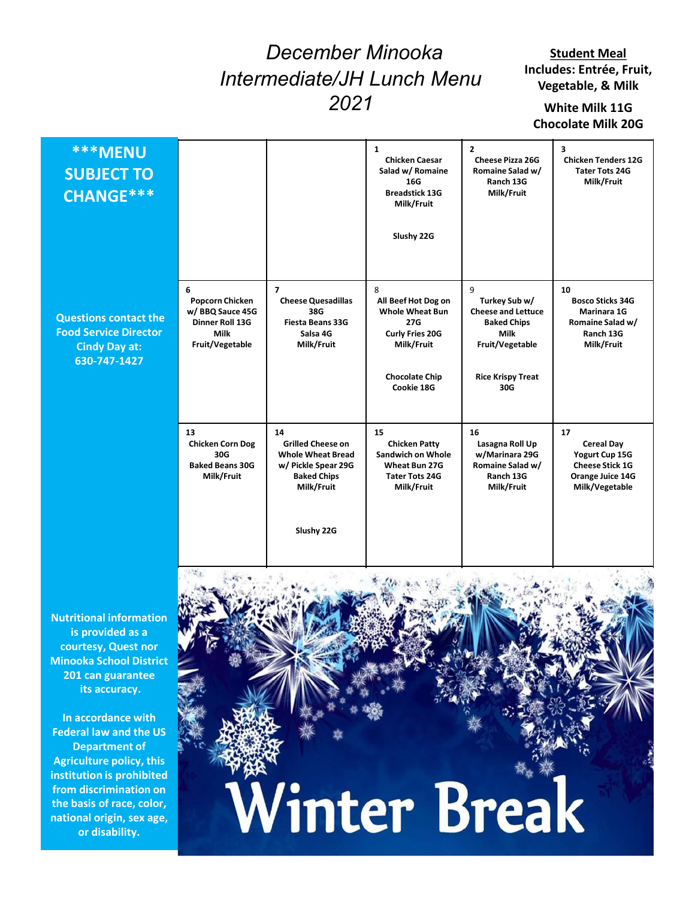# December Minooka Intermediate/JH Lunch Menu 2021

**Student Meal**
**Includes: Entrée, Fruit, Vegetable, & Milk**

**White Milk 11G**
**Chocolate Milk 20G**

**\*\*\*MENU SUBJECT TO CHANGE\*\*\***

| | | | | |
|---|---|---|---|---|
| | | **1** Chicken Caesar Salad w/ Romaine 16G Breadstick 13G Milk/Fruit Slushy 22G | **2** Cheese Pizza 26G Romaine Salad w/ Ranch 13G Milk/Fruit | **3** Chicken Tenders 12G Tater Tots 24G Milk/Fruit |
| **6** Popcorn Chicken w/ BBQ Sauce 45G Dinner Roll 13G Milk Fruit/Vegetable | **7** Cheese Quesadillas 38G Fiesta Beans 33G Salsa 4G Milk/Fruit | **8** All Beef Hot Dog on Whole Wheat Bun 27G Curly Fries 20G Milk/Fruit Chocolate Chip Cookie 18G | **9** Turkey Sub w/ Cheese and Lettuce Baked Chips Milk Fruit/Vegetable Rice Krispy Treat 30G | **10** Bosco Sticks 34G Marinara 1G Romaine Salad w/ Ranch 13G Milk/Fruit |
| **13** Chicken Corn Dog 30G Baked Beans 30G Milk/Fruit | **14** Grilled Cheese on Whole Wheat Bread w/ Pickle Spear 29G Baked Chips Milk/Fruit Slushy 22G | **15** Chicken Patty Sandwich on Whole Wheat Bun 27G Tater Tots 24G Milk/Fruit | **16** Lasagna Roll Up w/Marinara 29G Romaine Salad w/ Ranch 13G Milk/Fruit | **17** Cereal Day Yogurt Cup 15G Cheese Stick 1G Orange Juice 14G Milk/Vegetable |

**Questions contact the Food Service Director Cindy Day at: 630-747-1427**

**Nutritional information is provided as a courtesy, Quest nor Minooka School District 201 can guarantee its accuracy.**

**In accordance with Federal law and the US Department of Agriculture policy, this institution is prohibited from discrimination on the basis of race, color, national origin, sex age, or disability.**

Winter Break